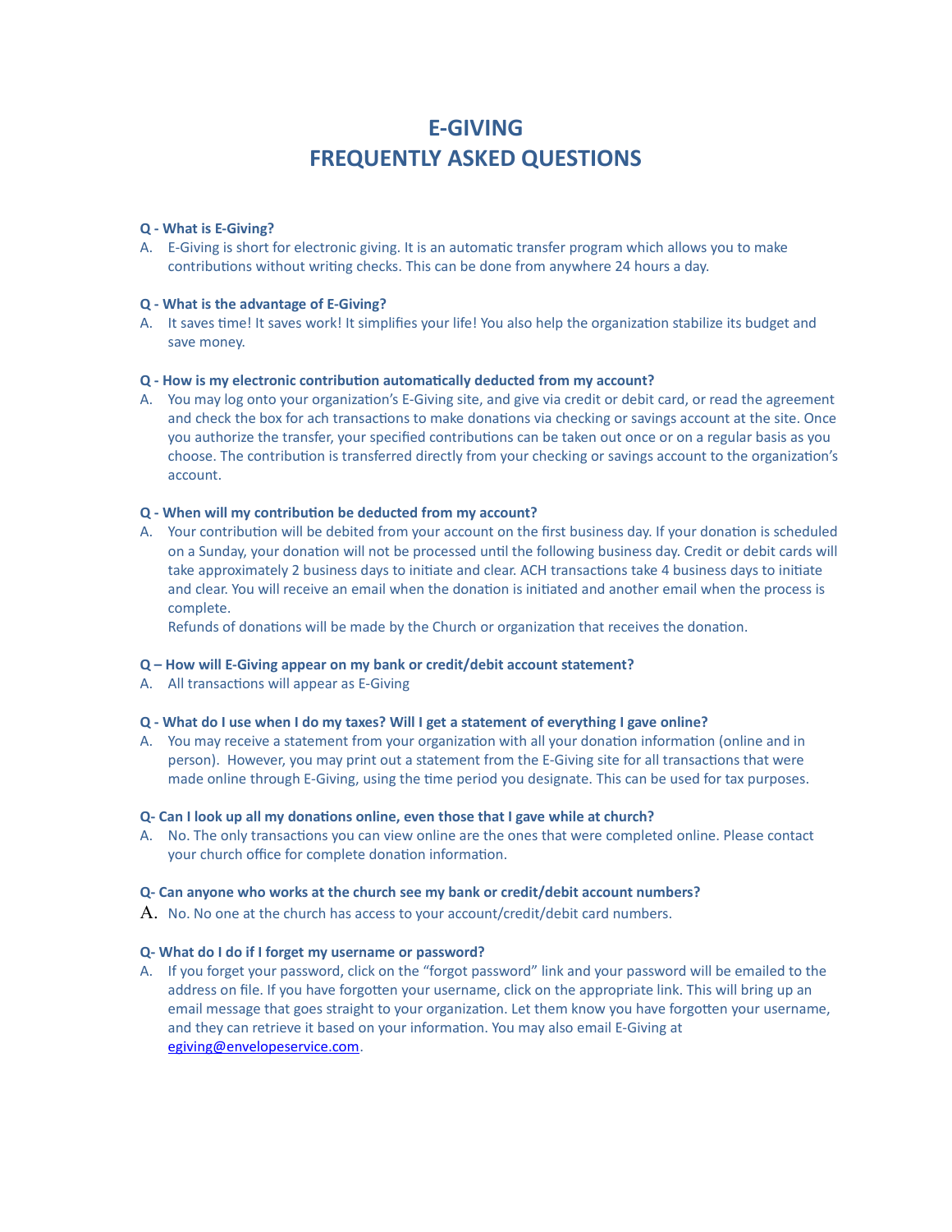# E-GIVING
# FREQUENTLY ASKED QUESTIONS

**Q - What is E-Giving?**

A. E-Giving is short for electronic giving. It is an automatic transfer program which allows you to make contributions without writing checks. This can be done from anywhere 24 hours a day.

**Q - What is the advantage of E-Giving?**

A. It saves time! It saves work! It simplifies your life! You also help the organization stabilize its budget and save money.

**Q - How is my electronic contribution automatically deducted from my account?**

A. You may log onto your organization's E-Giving site, and give via credit or debit card, or read the agreement and check the box for ach transactions to make donations via checking or savings account at the site. Once you authorize the transfer, your specified contributions can be taken out once or on a regular basis as you choose. The contribution is transferred directly from your checking or savings account to the organization's account.

**Q - When will my contribution be deducted from my account?**

A. Your contribution will be debited from your account on the first business day. If your donation is scheduled on a Sunday, your donation will not be processed until the following business day. Credit or debit cards will take approximately 2 business days to initiate and clear. ACH transactions take 4 business days to initiate and clear. You will receive an email when the donation is initiated and another email when the process is complete.
Refunds of donations will be made by the Church or organization that receives the donation.

**Q – How will E-Giving appear on my bank or credit/debit account statement?**

A. All transactions will appear as E-Giving

**Q - What do I use when I do my taxes? Will I get a statement of everything I gave online?**

A. You may receive a statement from your organization with all your donation information (online and in person). However, you may print out a statement from the E-Giving site for all transactions that were made online through E-Giving, using the time period you designate. This can be used for tax purposes.

**Q- Can I look up all my donations online, even those that I gave while at church?**

A. No. The only transactions you can view online are the ones that were completed online. Please contact your church office for complete donation information.

**Q- Can anyone who works at the church see my bank or credit/debit account numbers?**

A. No. No one at the church has access to your account/credit/debit card numbers.

**Q- What do I do if I forget my username or password?**

A. If you forget your password, click on the "forgot password" link and your password will be emailed to the address on file. If you have forgotten your username, click on the appropriate link. This will bring up an email message that goes straight to your organization. Let them know you have forgotten your username, and they can retrieve it based on your information. You may also email E-Giving at egiving@envelopeservice.com.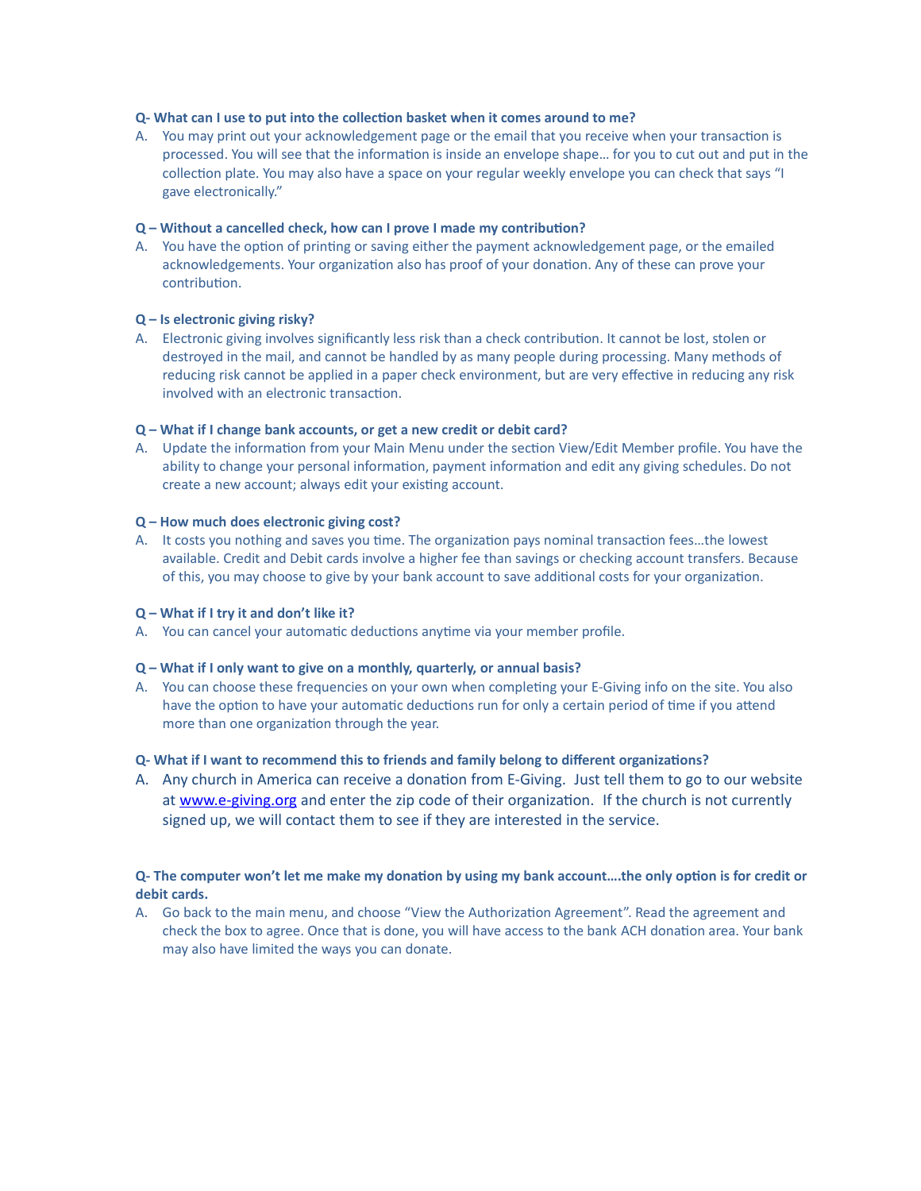**Q- What can I use to put into the collection basket when it comes around to me?**

A. You may print out your acknowledgement page or the email that you receive when your transaction is processed. You will see that the information is inside an envelope shape… for you to cut out and put in the collection plate. You may also have a space on your regular weekly envelope you can check that says "I gave electronically."

**Q – Without a cancelled check, how can I prove I made my contribution?**

A. You have the option of printing or saving either the payment acknowledgement page, or the emailed acknowledgements. Your organization also has proof of your donation. Any of these can prove your contribution.

**Q – Is electronic giving risky?**

A. Electronic giving involves significantly less risk than a check contribution. It cannot be lost, stolen or destroyed in the mail, and cannot be handled by as many people during processing. Many methods of reducing risk cannot be applied in a paper check environment, but are very effective in reducing any risk involved with an electronic transaction.

**Q – What if I change bank accounts, or get a new credit or debit card?**

A. Update the information from your Main Menu under the section View/Edit Member profile. You have the ability to change your personal information, payment information and edit any giving schedules. Do not create a new account; always edit your existing account.

**Q – How much does electronic giving cost?**

A. It costs you nothing and saves you time. The organization pays nominal transaction fees…the lowest available. Credit and Debit cards involve a higher fee than savings or checking account transfers. Because of this, you may choose to give by your bank account to save additional costs for your organization.

**Q – What if I try it and don't like it?**

A. You can cancel your automatic deductions anytime via your member profile.

**Q – What if I only want to give on a monthly, quarterly, or annual basis?**

A. You can choose these frequencies on your own when completing your E-Giving info on the site. You also have the option to have your automatic deductions run for only a certain period of time if you attend more than one organization through the year.

**Q- What if I want to recommend this to friends and family belong to different organizations?**

A. Any church in America can receive a donation from E-Giving. Just tell them to go to our website at [www.e-giving.org](http://www.e-giving.org) and enter the zip code of their organization. If the church is not currently signed up, we will contact them to see if they are interested in the service.

**Q- The computer won't let me make my donation by using my bank account….the only option is for credit or debit cards.**

A. Go back to the main menu, and choose "View the Authorization Agreement". Read the agreement and check the box to agree. Once that is done, you will have access to the bank ACH donation area. Your bank may also have limited the ways you can donate.